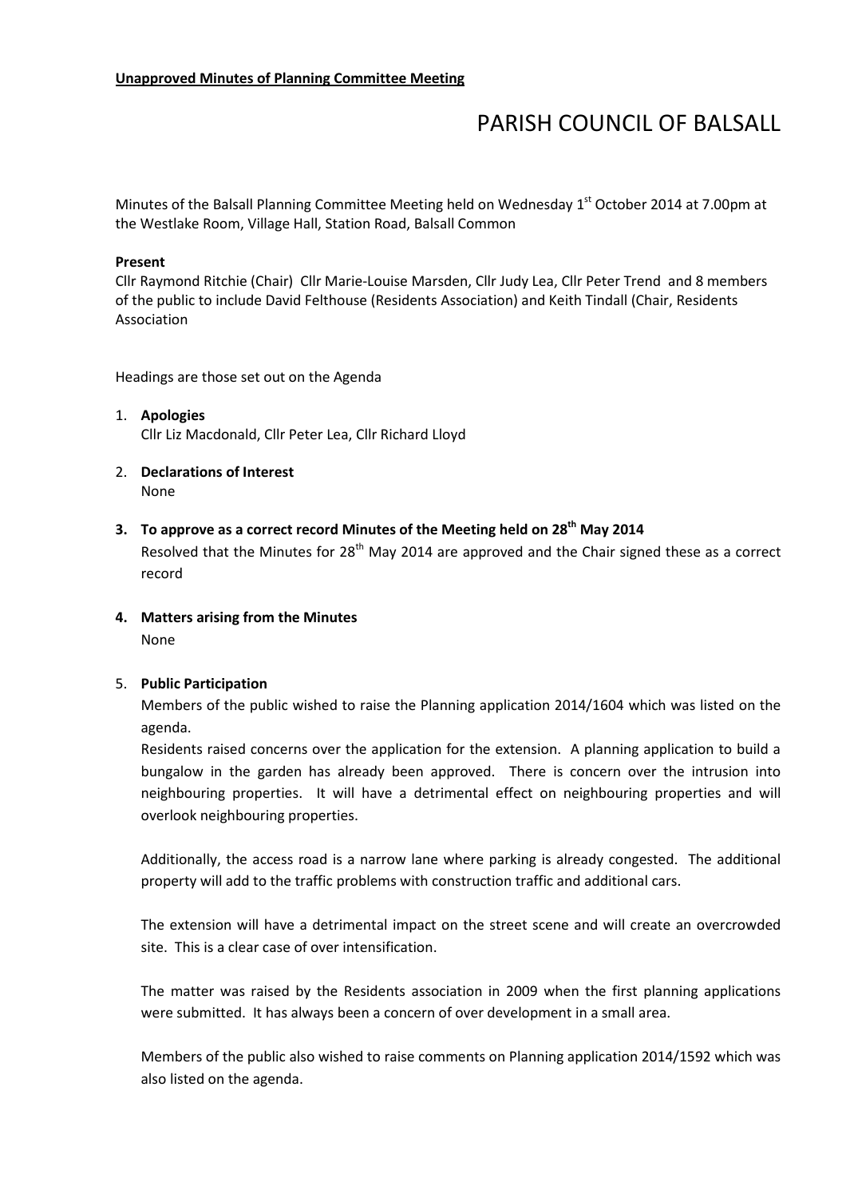**Unapproved Minutes of Planning Committee Meeting**

# PARISH COUNCIL OF BALSALL

Minutes of the Balsall Planning Committee Meeting held on Wednesday 1st October 2014 at 7.00pm at the Westlake Room, Village Hall, Station Road, Balsall Common

**Present**

Cllr Raymond Ritchie (Chair) Cllr Marie-Louise Marsden, Cllr Judy Lea, Cllr Peter Trend and 8 members of the public to include David Felthouse (Residents Association) and Keith Tindall (Chair, Residents Association

Headings are those set out on the Agenda

1. **Apologies**
   Cllr Liz Macdonald, Cllr Peter Lea, Cllr Richard Lloyd

2. **Declarations of Interest**
   None

3. **To approve as a correct record Minutes of the Meeting held on 28th May 2014**
   Resolved that the Minutes for 28th May 2014 are approved and the Chair signed these as a correct record

4. **Matters arising from the Minutes**
   None

5. **Public Participation**
   Members of the public wished to raise the Planning application 2014/1604 which was listed on the agenda.
   Residents raised concerns over the application for the extension. A planning application to build a bungalow in the garden has already been approved. There is concern over the intrusion into neighbouring properties. It will have a detrimental effect on neighbouring properties and will overlook neighbouring properties.

   Additionally, the access road is a narrow lane where parking is already congested. The additional property will add to the traffic problems with construction traffic and additional cars.

   The extension will have a detrimental impact on the street scene and will create an overcrowded site. This is a clear case of over intensification.

   The matter was raised by the Residents association in 2009 when the first planning applications were submitted. It has always been a concern of over development in a small area.

   Members of the public also wished to raise comments on Planning application 2014/1592 which was also listed on the agenda.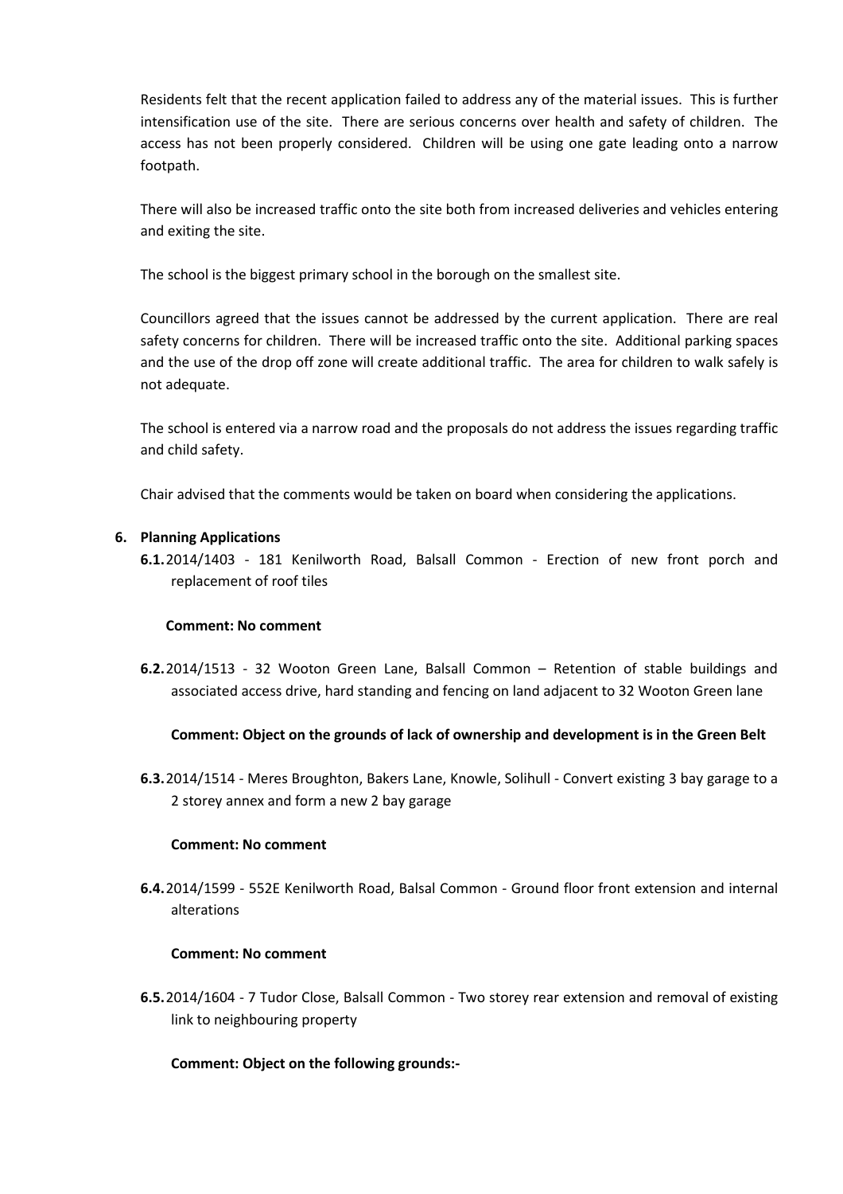Residents felt that the recent application failed to address any of the material issues. This is further intensification use of the site. There are serious concerns over health and safety of children. The access has not been properly considered. Children will be using one gate leading onto a narrow footpath.

There will also be increased traffic onto the site both from increased deliveries and vehicles entering and exiting the site.

The school is the biggest primary school in the borough on the smallest site.

Councillors agreed that the issues cannot be addressed by the current application. There are real safety concerns for children. There will be increased traffic onto the site. Additional parking spaces and the use of the drop off zone will create additional traffic. The area for children to walk safely is not adequate.

The school is entered via a narrow road and the proposals do not address the issues regarding traffic and child safety.

Chair advised that the comments would be taken on board when considering the applications.

**6. Planning Applications**

**6.1.** 2014/1403 - 181 Kenilworth Road, Balsall Common - Erection of new front porch and replacement of roof tiles

**Comment: No comment**

**6.2.** 2014/1513 - 32 Wooton Green Lane, Balsall Common – Retention of stable buildings and associated access drive, hard standing and fencing on land adjacent to 32 Wooton Green lane

**Comment: Object on the grounds of lack of ownership and development is in the Green Belt**

**6.3.** 2014/1514 - Meres Broughton, Bakers Lane, Knowle, Solihull - Convert existing 3 bay garage to a 2 storey annex and form a new 2 bay garage

**Comment: No comment**

**6.4.** 2014/1599 - 552E Kenilworth Road, Balsal Common - Ground floor front extension and internal alterations

**Comment: No comment**

**6.5.** 2014/1604 - 7 Tudor Close, Balsall Common - Two storey rear extension and removal of existing link to neighbouring property

**Comment: Object on the following grounds:-**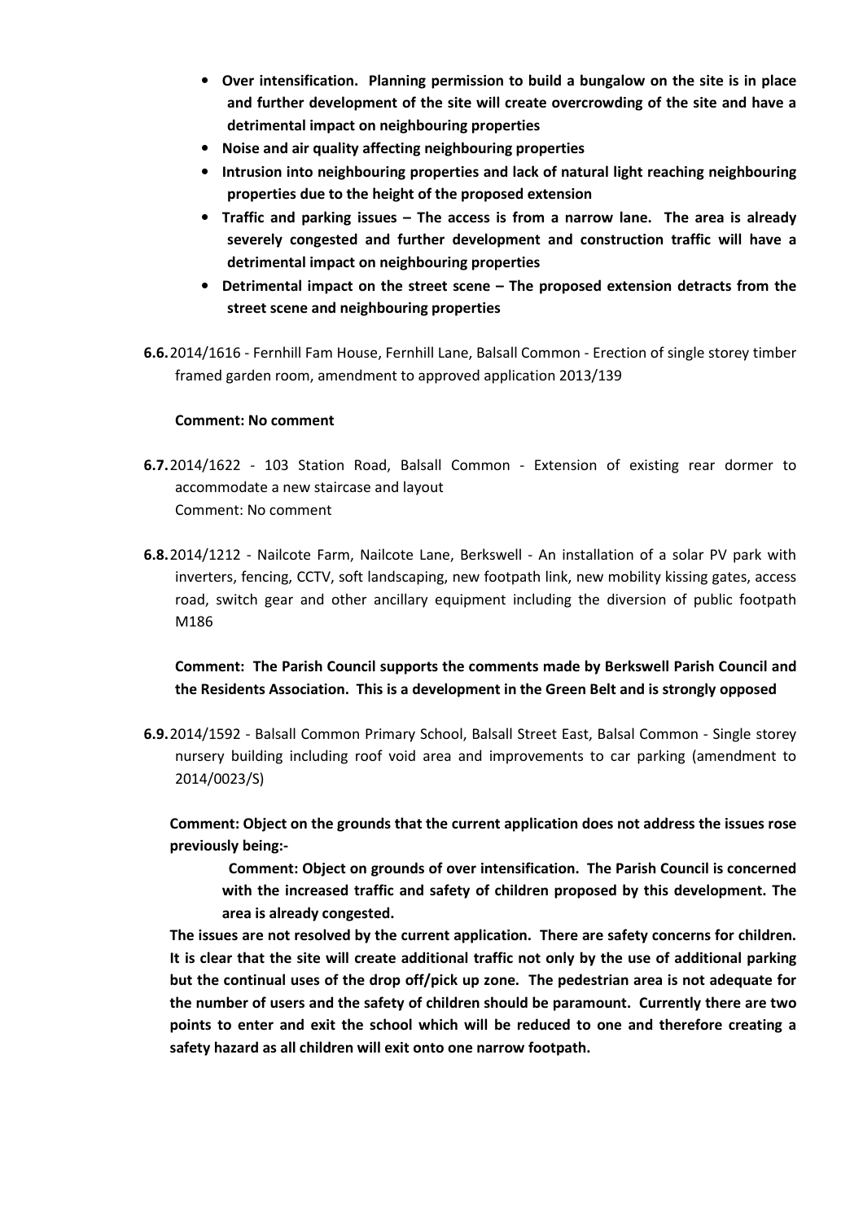- **Over intensification. Planning permission to build a bungalow on the site is in place and further development of the site will create overcrowding of the site and have a detrimental impact on neighbouring properties**
- **Noise and air quality affecting neighbouring properties**
- **Intrusion into neighbouring properties and lack of natural light reaching neighbouring properties due to the height of the proposed extension**
- **Traffic and parking issues – The access is from a narrow lane. The area is already severely congested and further development and construction traffic will have a detrimental impact on neighbouring properties**
- **Detrimental impact on the street scene – The proposed extension detracts from the street scene and neighbouring properties**

**6.6.** 2014/1616 - Fernhill Fam House, Fernhill Lane, Balsall Common - Erection of single storey timber framed garden room, amendment to approved application 2013/139

**Comment: No comment**

**6.7.** 2014/1622 - 103 Station Road, Balsall Common - Extension of existing rear dormer to accommodate a new staircase and layout
Comment: No comment

**6.8.** 2014/1212 - Nailcote Farm, Nailcote Lane, Berkswell - An installation of a solar PV park with inverters, fencing, CCTV, soft landscaping, new footpath link, new mobility kissing gates, access road, switch gear and other ancillary equipment including the diversion of public footpath M186

**Comment: The Parish Council supports the comments made by Berkswell Parish Council and the Residents Association. This is a development in the Green Belt and is strongly opposed**

**6.9.** 2014/1592 - Balsall Common Primary School, Balsall Street East, Balsal Common - Single storey nursery building including roof void area and improvements to car parking (amendment to 2014/0023/S)

**Comment: Object on the grounds that the current application does not address the issues rose previously being:-**

> **Comment: Object on grounds of over intensification. The Parish Council is concerned with the increased traffic and safety of children proposed by this development. The area is already congested.**

**The issues are not resolved by the current application. There are safety concerns for children. It is clear that the site will create additional traffic not only by the use of additional parking but the continual uses of the drop off/pick up zone. The pedestrian area is not adequate for the number of users and the safety of children should be paramount. Currently there are two points to enter and exit the school which will be reduced to one and therefore creating a safety hazard as all children will exit onto one narrow footpath.**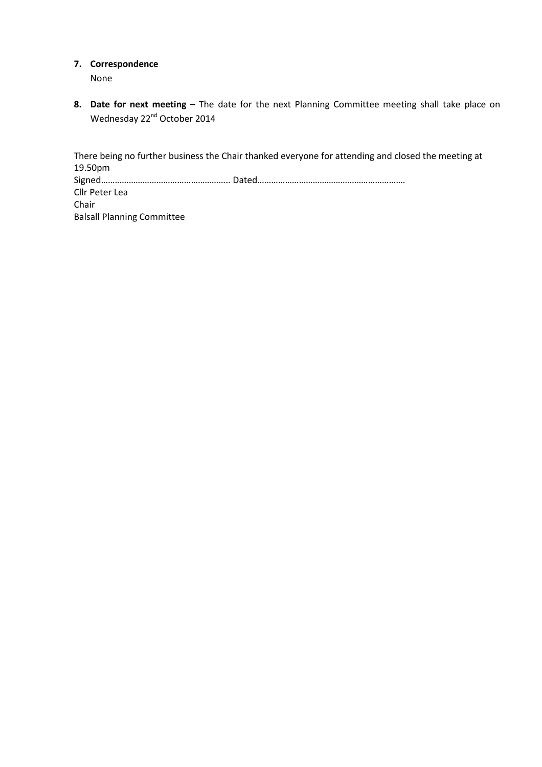7. **Correspondence**

   None

8. **Date for next meeting** – The date for the next Planning Committee meeting shall take place on Wednesday 22nd October 2014

There being no further business the Chair thanked everyone for attending and closed the meeting at 19.50pm

Signed……………………………………………….. Dated………………………………………………………

Cllr Peter Lea

Chair

Balsall Planning Committee